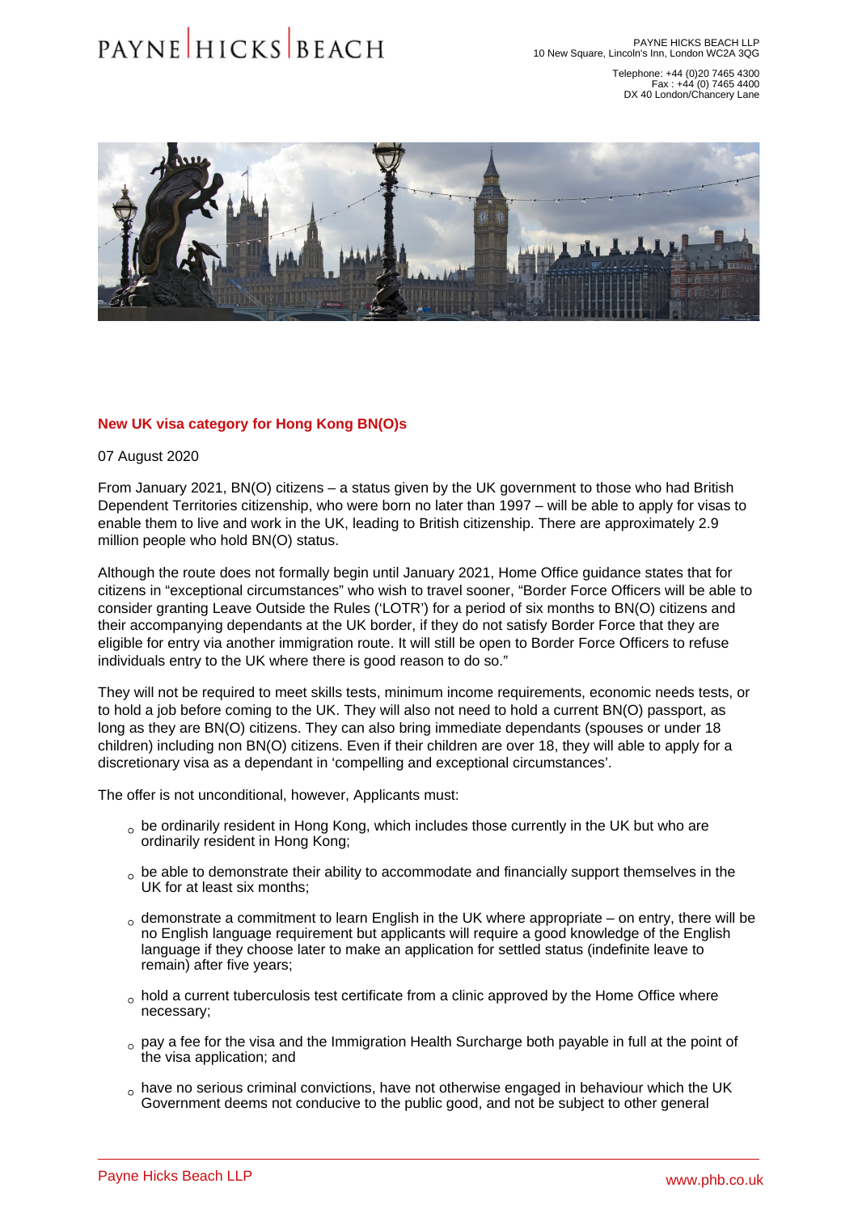PAYNE HICKS BEACH

PAYNE HICKS BEACH LLP
10 New Square, Lincoln's Inn, London WC2A 3QG

Telephone: +44 (0)20 7465 4300
Fax : +44 (0) 7465 4400
DX 40 London/Chancery Lane

## New UK visa category for Hong Kong BN(O)s

07 August 2020

From January 2021, BN(O) citizens – a status given by the UK government to those who had British Dependent Territories citizenship, who were born no later than 1997 – will be able to apply for visas to enable them to live and work in the UK, leading to British citizenship. There are approximately 2.9 million people who hold BN(O) status.

Although the route does not formally begin until January 2021, Home Office guidance states that for citizens in "exceptional circumstances" who wish to travel sooner, "Border Force Officers will be able to consider granting Leave Outside the Rules ('LOTR') for a period of six months to BN(O) citizens and their accompanying dependants at the UK border, if they do not satisfy Border Force that they are eligible for entry via another immigration route. It will still be open to Border Force Officers to refuse individuals entry to the UK where there is good reason to do so."

They will not be required to meet skills tests, minimum income requirements, economic needs tests, or to hold a job before coming to the UK. They will also not need to hold a current BN(O) passport, as long as they are BN(O) citizens. They can also bring immediate dependants (spouses or under 18 children) including non BN(O) citizens. Even if their children are over 18, they will able to apply for a discretionary visa as a dependant in 'compelling and exceptional circumstances'.

The offer is not unconditional, however, Applicants must:

- be ordinarily resident in Hong Kong, which includes those currently in the UK but who are ordinarily resident in Hong Kong;
- be able to demonstrate their ability to accommodate and financially support themselves in the UK for at least six months;
- demonstrate a commitment to learn English in the UK where appropriate – on entry, there will be no English language requirement but applicants will require a good knowledge of the English language if they choose later to make an application for settled status (indefinite leave to remain) after five years;
- hold a current tuberculosis test certificate from a clinic approved by the Home Office where necessary;
- pay a fee for the visa and the Immigration Health Surcharge both payable in full at the point of the visa application; and
- have no serious criminal convictions, have not otherwise engaged in behaviour which the UK Government deems not conducive to the public good, and not be subject to other general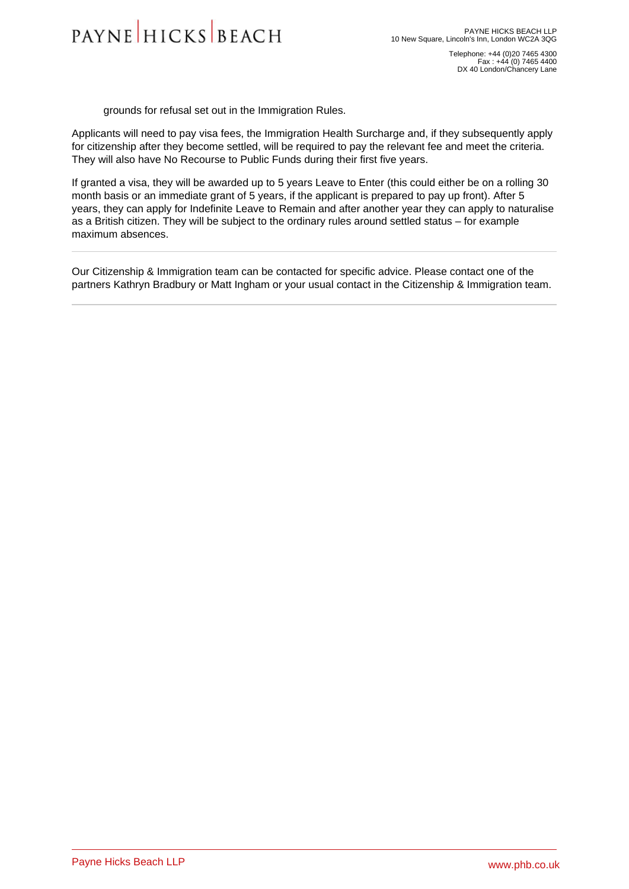grounds for refusal set out in the Immigration Rules.

Applicants will need to pay visa fees, the Immigration Health Surcharge and, if they subsequently apply for citizenship after they become settled, will be required to pay the relevant fee and meet the criteria. They will also have No Recourse to Public Funds during their first five years.

If granted a visa, they will be awarded up to 5 years Leave to Enter (this could either be on a rolling 30 month basis or an immediate grant of 5 years, if the applicant is prepared to pay up front). After 5 years, they can apply for Indefinite Leave to Remain and after another year they can apply to naturalise as a British citizen. They will be subject to the ordinary rules around settled status – for example maximum absences.

---

Our Citizenship & Immigration team can be contacted for specific advice. Please contact one of the partners Kathryn Bradbury or Matt Ingham or your usual contact in the Citizenship & Immigration team.

---